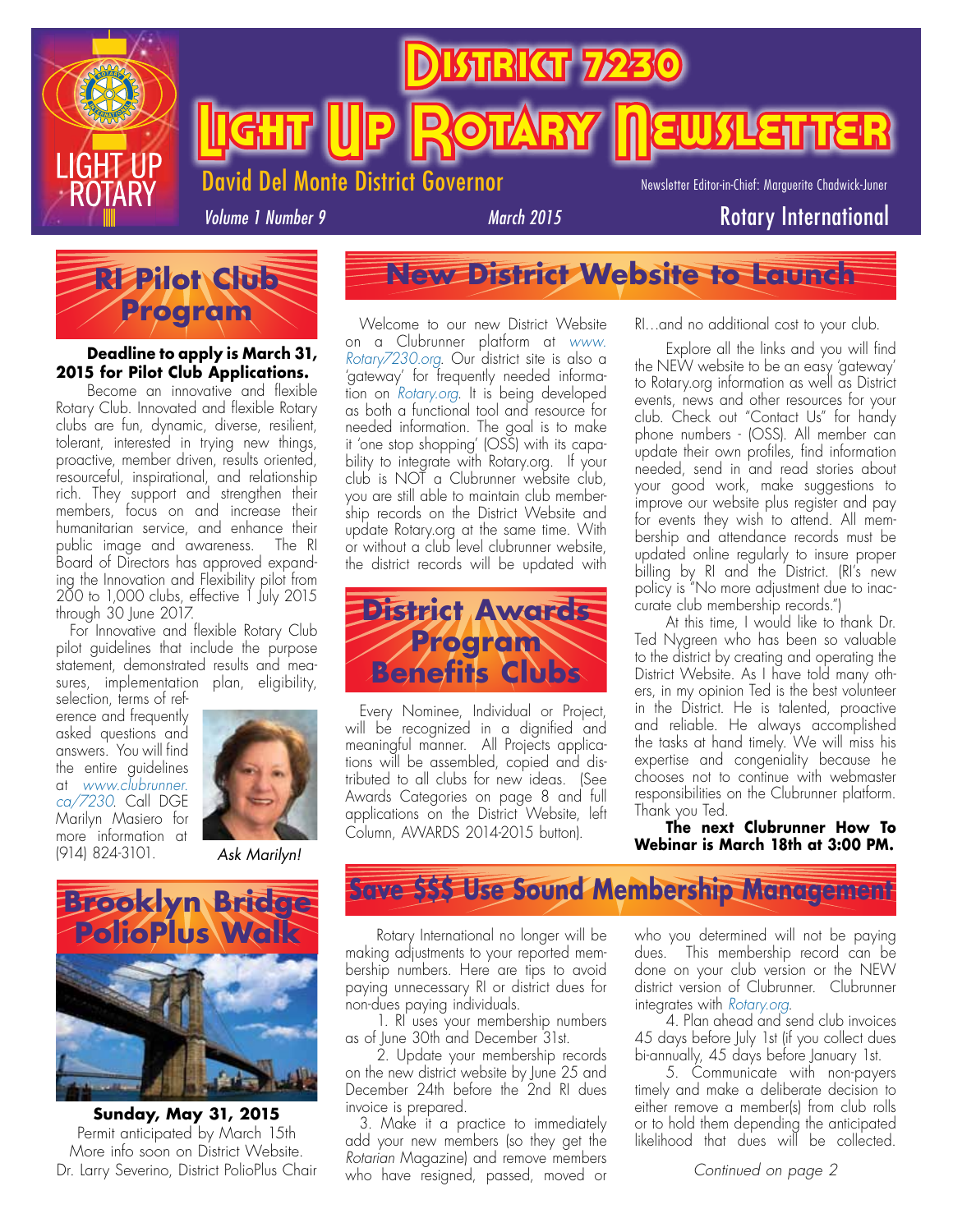# District 7230 Light Up Rotary Newsletter

David Del Monte District Governor

Newsletter Editor-in-Chief: Marguerite Chadwick-Juner

*Volume 1 Number 9* *March 2015* Rotary International

## RI Pilot Club Program

**Deadline to apply is March 31, 2015 for Pilot Club Applications.**

Become an innovative and flexible Rotary Club. Innovated and flexible Rotary clubs are fun, dynamic, diverse, resilient, tolerant, interested in trying new things, proactive, member driven, results oriented, resourceful, inspirational, and relationship rich. They support and strengthen their members, focus on and increase their humanitarian service, and enhance their public image and awareness. The RI Board of Directors has approved expanding the Innovation and Flexibility pilot from 200 to 1,000 clubs, effective 1 July 2015 through 30 June 2017.

For Innovative and flexible Rotary Club pilot guidelines that include the purpose statement, demonstrated results and measures, implementation plan, eligibility, selection, terms of reference and frequently asked questions and answers. You will find the entire guidelines at *www.clubrunner.ca/7230*. Call DGE Marilyn Masiero for more information at (914) 824-3101.

*Ask Marilyn!*

## New District Website to Launch

Welcome to our new District Website on a Clubrunner platform at *www.Rotary7230.org*. Our district site is also a 'gateway' for frequently needed information on *Rotary.org*. It is being developed as both a functional tool and resource for needed information. The goal is to make it 'one stop shopping' (OSS) with its capability to integrate with Rotary.org. If your club is NOT a Clubrunner website club, you are still able to maintain club membership records on the District Website and update Rotary.org at the same time. With or without a club level clubrunner website, the district records will be updated with RI…and no additional cost to your club.

Explore all the links and you will find the NEW website to be an easy 'gateway' to Rotary.org information as well as District events, news and other resources for your club. Check out "Contact Us" for handy phone numbers - (OSS). All member can update their own profiles, find information needed, send in and read stories about your good work, make suggestions to improve our website plus register and pay for events they wish to attend. All membership and attendance records must be updated online regularly to insure proper billing by RI and the District. (RI's new policy is "No more adjustment due to inaccurate club membership records.")

At this time, I would like to thank Dr. Ted Nygreen who has been so valuable to the district by creating and operating the District Website. As I have told many others, in my opinion Ted is the best volunteer in the District. He is talented, proactive and reliable. He always accomplished the tasks at hand timely. We will miss his expertise and congeniality because he chooses not to continue with webmaster responsibilities on the Clubrunner platform. Thank you Ted.

**The next Clubrunner How To Webinar is March 18th at 3:00 PM.**

## District Awards Program Benefits Clubs

Every Nominee, Individual or Project, will be recognized in a dignified and meaningful manner. All Projects applications will be assembled, copied and distributed to all clubs for new ideas. (See Awards Categories on page 8 and full applications on the District Website, left Column, AWARDS 2014-2015 button).

## Brooklyn Bridge PolioPlus Walk

**Sunday, May 31, 2015**

Permit anticipated by March 15th

More info soon on District Website.

Dr. Larry Severino, District PolioPlus Chair

## Save $$$ Use Sound Membership Management

Rotary International no longer will be making adjustments to your reported membership numbers. Here are tips to avoid paying unnecessary RI or district dues for non-dues paying individuals.

1. RI uses your membership numbers as of June 30th and December 31st.
2. Update your membership records on the new district website by June 25 and December 24th before the 2nd RI dues invoice is prepared.
3. Make it a practice to immediately add your new members (so they get the *Rotarian* Magazine) and remove members who have resigned, passed, moved or who you determined will not be paying dues. This membership record can be done on your club version or the NEW district version of Clubrunner. Clubrunner integrates with *Rotary.org*.
4. Plan ahead and send club invoices 45 days before July 1st (if you collect dues bi-annually, 45 days before January 1st.
5. Communicate with non-payers timely and make a deliberate decision to either remove a member(s) from club rolls or to hold them depending the anticipated likelihood that dues will be collected.

*Continued on page 2*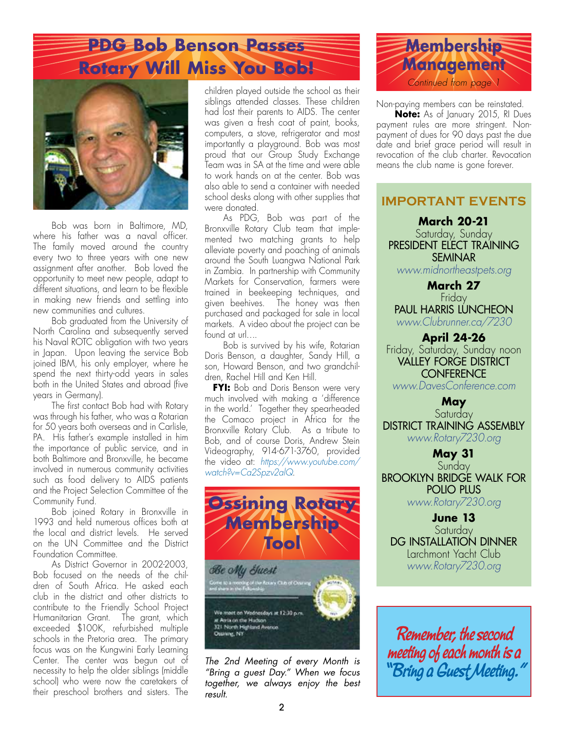# PDG Bob Benson Passes
# Rotary Will Miss You Bob!

Bob was born in Baltimore, MD, where his father was a naval officer. The family moved around the country every two to three years with one new assignment after another. Bob loved the opportunity to meet new people, adapt to different situations, and learn to be flexible in making new friends and settling into new communities and cultures.

Bob graduated from the University of North Carolina and subsequently served his Naval ROTC obligation with two years in Japan. Upon leaving the service Bob joined IBM, his only employer, where he spend the next thirty-odd years in sales both in the United States and abroad (five years in Germany).

The first contact Bob had with Rotary was through his father, who was a Rotarian for 50 years both overseas and in Carlisle, PA. His father's example installed in him the importance of public service, and in both Baltimore and Bronxville, he became involved in numerous community activities such as food delivery to AIDS patients and the Project Selection Committee of the Community Fund.

Bob joined Rotary in Bronxville in 1993 and held numerous offices both at the local and district levels. He served on the UN Committee and the District Foundation Committee.

As District Governor in 2002-2003, Bob focused on the needs of the children of South Africa. He asked each club in the district and other districts to contribute to the Friendly School Project Humanitarian Grant. The grant, which exceeded $100K, refurbished multiple schools in the Pretoria area. The primary focus was on the Kungwini Early Learning Center. The center was begun out of necessity to help the older siblings (middle school) who were now the caretakers of their preschool brothers and sisters. The children played outside the school as their siblings attended classes. These children had lost their parents to AIDS. The center was given a fresh coat of paint, books, computers, a stove, refrigerator and most importantly a playground. Bob was most proud that our Group Study Exchange Team was in SA at the time and were able to work hands on at the center. Bob was also able to send a container with needed school desks along with other supplies that were donated.

As PDG, Bob was part of the Bronxville Rotary Club team that implemented two matching grants to help alleviate poverty and poaching of animals around the South Luangwa National Park in Zambia. In partnership with Community Markets for Conservation, farmers were trained in beekeeping techniques, and given beehives. The honey was then purchased and packaged for sale in local markets. A video about the project can be found at url….

Bob is survived by his wife, Rotarian Doris Benson, a daughter, Sandy Hill, a son, Howard Benson, and two grandchildren, Rachel Hill and Ken Hill.

**FYI:** Bob and Doris Benson were very much involved with making a 'difference in the world.' Together they spearheaded the Comaco project in Africa for the Bronxville Rotary Club. As a tribute to Bob, and of course Doris, Andrew Stein Videography, 914-671-3760, provided the video at: https://www.youtube.com/watch?v=Ca2Spzv2alQ.

# Ossining Rotary Membership Tool

*Be My Guest*

Come to a meeting of the Rotary Club of Ossining and share in the Fellowship

We meet on Wednesdays at 12:30 p.m. at Arria on the Hudson 321 North Highland Avenue Ossining, NY

*The 2nd Meeting of every Month is "Bring a guest Day." When we focus together, we always enjoy the best result.*

# Membership Management

*Continued from page 1*

Non-paying members can be reinstated.

**Note:** As of January 2015, RI Dues payment rules are more stringent. Non-payment of dues for 90 days past the due date and brief grace period will result in revocation of the club charter. Revocation means the club name is gone forever.

## IMPORTANT EVENTS

**March 20-21**
Saturday, Sunday
PRESIDENT ELECT TRAINING SEMINAR
www.midnortheastpets.org

**March 27**
Friday
PAUL HARRIS LUNCHEON
www.Clubrunner.ca/7230

**April 24-26**
Friday, Saturday, Sunday noon
VALLEY FORGE DISTRICT CONFERENCE
www.DavesConference.com

**May**
Saturday
DISTRICT TRAINING ASSEMBLY
www.Rotary7230.org

**May 31**
Sunday
BROOKLYN BRIDGE WALK FOR POLIO PLUS
www.Rotary7230.org

**June 13**
Saturday
DG INSTALLATION DINNER
Larchmont Yacht Club
www.Rotary7230.org

*Remember, the second meeting of each month is a "Bring a Guest Meeting."*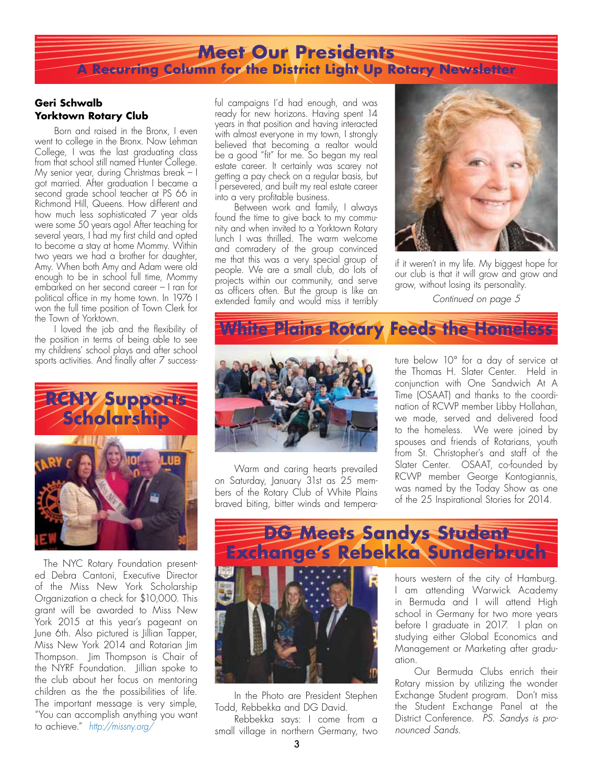# Meet Our Presidents

## A Recurring Column for the District Light Up Rotary Newsletter

**Geri Schwalb**
**Yorktown Rotary Club**

Born and raised in the Bronx, I even went to college in the Bronx. Now Lehman College, I was the last graduating class from that school still named Hunter College. My senior year, during Christmas break – I got married. After graduation I became a second grade school teacher at PS 66 in Richmond Hill, Queens. How different and how much less sophisticated 7 year olds were some 50 years ago! After teaching for several years, I had my first child and opted to become a stay at home Mommy. Within two years we had a brother for daughter, Amy. When both Amy and Adam were old enough to be in school full time, Mommy embarked on her second career – I ran for political office in my home town. In 1976 I won the full time position of Town Clerk for the Town of Yorktown.

I loved the job and the flexibility of the position in terms of being able to see my childrens' school plays and after school sports activities. And finally after 7 successful campaigns I'd had enough, and was ready for new horizons. Having spent 14 years in that position and having interacted with almost everyone in my town, I strongly believed that becoming a realtor would be a good "fit" for me. So began my real estate career. It certainly was scarey not getting a pay check on a regular basis, but I persevered, and built my real estate career into a very profitable business.

Between work and family, I always found the time to give back to my community and when invited to a Yorktown Rotary lunch I was thrilled. The warm welcome and comradery of the group convinced me that this was a very special group of people. We are a small club, do lots of projects within our community, and serve as officers often. But the group is like an extended family and would miss it terribly if it weren't in my life. My biggest hope for our club is that it will grow and grow and grow, without losing its personality.

*Continued on page 5*

# RCNY Supports Scholarship

The NYC Rotary Foundation presented Debra Cantoni, Executive Director of the Miss New York Scholarship Organization a check for $10,000. This grant will be awarded to Miss New York 2015 at this year's pageant on June 6th. Also pictured is Jillian Tapper, Miss New York 2014 and Rotarian Jim Thompson. Jim Thompson is Chair of the NYRF Foundation. Jillian spoke to the club about her focus on mentoring children as the the possibilities of life. The important message is very simple, "You can accomplish anything you want to achieve." *http://missny.org/*

# White Plains Rotary Feeds the Homeless

Warm and caring hearts prevailed on Saturday, January 31st as 25 members of the Rotary Club of White Plains braved biting, bitter winds and temperature below 10° for a day of service at the Thomas H. Slater Center. Held in conjunction with One Sandwich At A Time (OSAAT) and thanks to the coordination of RCWP member Libby Hollahan, we made, served and delivered food to the homeless. We were joined by spouses and friends of Rotarians, youth from St. Christopher's and staff of the Slater Center. OSAAT, co-founded by RCWP member George Kontogiannis, was named by the Today Show as one of the 25 Inspirational Stories for 2014.

# DG Meets Sandys Student Exchange's Rebekka Sunderbruch

In the Photo are President Stephen Todd, Rebbekka and DG David.

Rebbekka says: I come from a small village in northern Germany, two hours western of the city of Hamburg. I am attending Warwick Academy in Bermuda and I will attend High school in Germany for two more years before I graduate in 2017. I plan on studying either Global Economics and Management or Marketing after graduation.

Our Bermuda Clubs enrich their Rotary mission by utilizing the wonder Exchange Student program. Don't miss the Student Exchange Panel at the District Conference. *PS. Sandys is pronounced Sands.*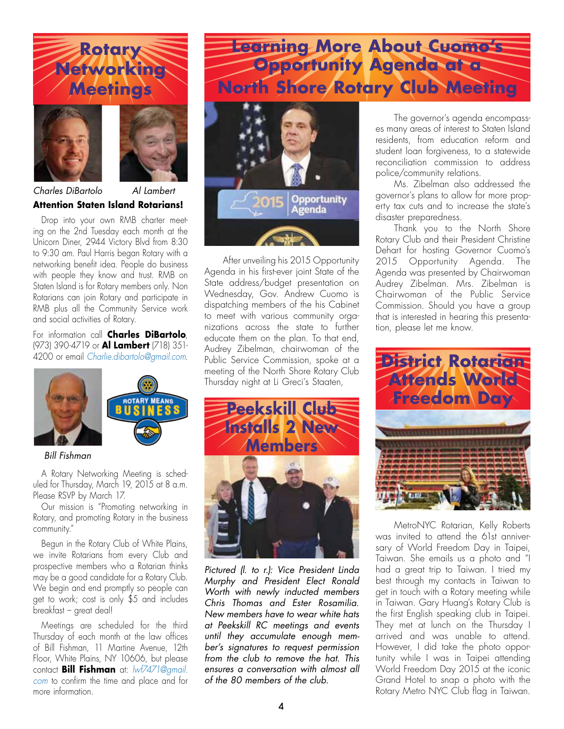# Rotary Networking Meetings

*Charles DiBartolo* *Al Lambert*

**Attention Staten Island Rotarians!**

Drop into your own RMB charter meeting on the 2nd Tuesday each month at the Unicorn Diner, 2944 Victory Blvd from 8:30 to 9:30 am. Paul Harris began Rotary with a networking benefit idea. People do business with people they know and trust. RMB on Staten Island is for Rotary members only. Non Rotarians can join Rotary and participate in RMB plus all the Community Service work and social activities of Rotary.

For information call **Charles DiBartolo**, (973) 390-4719 or **Al Lambert** (718) 351-4200 or email *Charlie.dibartolo@gmail.com*.

*Bill Fishman*

A Rotary Networking Meeting is scheduled for Thursday, March 19, 2015 at 8 a.m. Please RSVP by March 17.

Our mission is "Promoting networking in Rotary, and promoting Rotary in the business community."

Begun in the Rotary Club of White Plains, we invite Rotarians from every Club and prospective members who a Rotarian thinks may be a good candidate for a Rotary Club. We begin and end promptly so people can get to work; cost is only $5 and includes breakfast – great deal!

Meetings are scheduled for the third Thursday of each month at the law offices of Bill Fishman, 11 Martine Avenue, 12th Floor, White Plains, NY 10606, but please contact **Bill Fishman** at: *lwf7471@gmail.com* to confirm the time and place and for more information.

# Learning More About Cuomo's Opportunity Agenda at a North Shore Rotary Club Meeting

After unveiling his 2015 Opportunity Agenda in his first-ever joint State of the State address/budget presentation on Wednesday, Gov. Andrew Cuomo is dispatching members of the his Cabinet to meet with various community organizations across the state to further educate them on the plan. To that end, Audrey Zibelman, chairwoman of the Public Service Commission, spoke at a meeting of the North Shore Rotary Club Thursday night at Li Greci's Staaten,

The governor's agenda encompasses many areas of interest to Staten Island residents, from education reform and student loan forgiveness, to a statewide reconciliation commission to address police/community relations.

Ms. Zibelman also addressed the governor's plans to allow for more property tax cuts and to increase the state's disaster preparedness.

Thank you to the North Shore Rotary Club and their President Christine Dehart for hosting Governor Cuomo's 2015 Opportunity Agenda. The Agenda was presented by Chairwoman Audrey Zibelman. Mrs. Zibelman is Chairwoman of the Public Service Commission. Should you have a group that is interested in hearing this presentation, please let me know.

# Peekskill Club Installs 2 New Members

*Pictured (l. to r.): Vice President Linda Murphy and President Elect Ronald Worth with newly inducted members Chris Thomas and Ester Rosamilia. New members have to wear white hats at Peekskill RC meetings and events until they accumulate enough member's signatures to request permission from the club to remove the hat. This ensures a conversation with almost all of the 80 members of the club.*

# District Rotarian Attends World Freedom Day

MetroNYC Rotarian, Kelly Roberts was invited to attend the 61st anniversary of World Freedom Day in Taipei, Taiwan. She emails us a photo and "I had a great trip to Taiwan. I tried my best through my contacts in Taiwan to get in touch with a Rotary meeting while in Taiwan. Gary Huang's Rotary Club is the first English speaking club in Taipei. They met at lunch on the Thursday I arrived and was unable to attend. However, I did take the photo opportunity while I was in Taipei attending World Freedom Day 2015 at the iconic Grand Hotel to snap a photo with the Rotary Metro NYC Club flag in Taiwan.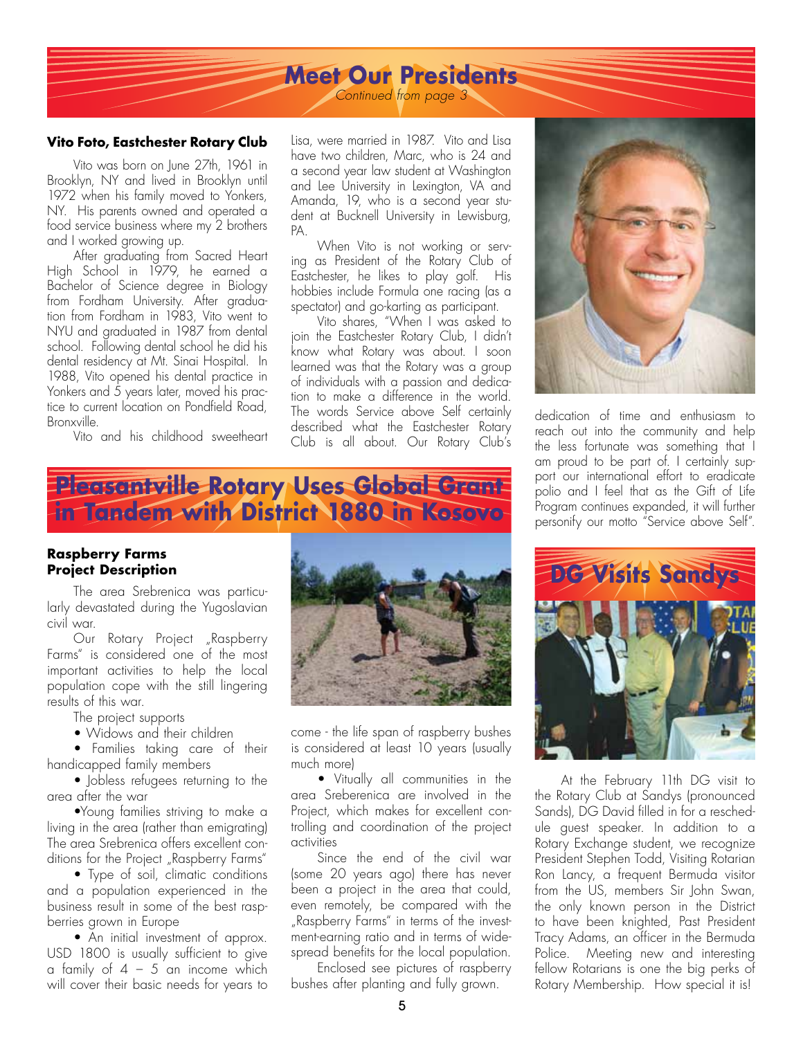# Meet Our Presidents

*Continued from page 3*

**Vito Foto, Eastchester Rotary Club**

Vito was born on June 27th, 1961 in Brooklyn, NY and lived in Brooklyn until 1972 when his family moved to Yonkers, NY. His parents owned and operated a food service business where my 2 brothers and I worked growing up.

After graduating from Sacred Heart High School in 1979, he earned a Bachelor of Science degree in Biology from Fordham University. After graduation from Fordham in 1983, Vito went to NYU and graduated in 1987 from dental school. Following dental school he did his dental residency at Mt. Sinai Hospital. In 1988, Vito opened his dental practice in Yonkers and 5 years later, moved his practice to current location on Pondfield Road, Bronxville.

Vito and his childhood sweetheart Lisa, were married in 1987. Vito and Lisa have two children, Marc, who is 24 and a second year law student at Washington and Lee University in Lexington, VA and Amanda, 19, who is a second year student at Bucknell University in Lewisburg, PA.

When Vito is not working or serving as President of the Rotary Club of Eastchester, he likes to play golf. His hobbies include Formula one racing (as a spectator) and go-karting as participant.

Vito shares, "When I was asked to join the Eastchester Rotary Club, I didn't know what Rotary was about. I soon learned was that the Rotary was a group of individuals with a passion and dedication to make a difference in the world. The words Service above Self certainly described what the Eastchester Rotary Club is all about. Our Rotary Club's dedication of time and enthusiasm to reach out into the community and help the less fortunate was something that I am proud to be part of. I certainly support our international effort to eradicate polio and I feel that as the Gift of Life Program continues expanded, it will further personify our motto "Service above Self".

# Pleasantville Rotary Uses Global Grant in Tandem with District 1880 in Kosovo

**Raspberry Farms Project Description**

The area Srebrenica was particularly devastated during the Yugoslavian civil war.

Our Rotary Project „Raspberry Farms" is considered one of the most important activities to help the local population cope with the still lingering results of this war.

The project supports

- Widows and their children
- Families taking care of their handicapped family members
- Jobless refugees returning to the area after the war
- Young families striving to make a living in the area (rather than emigrating)

The area Srebrenica offers excellent conditions for the Project „Raspberry Farms"

- Type of soil, climatic conditions and a population experienced in the business result in some of the best raspberries grown in Europe
- An initial investment of approx. USD 1800 is usually sufficient to give a family of 4 – 5 an income which will cover their basic needs for years to come - the life span of raspberry bushes is considered at least 10 years (usually much more)
- Viually all communities in the area Sreberenica are involved in the Project, which makes for excellent controlling and coordination of the project activities

Since the end of the civil war (some 20 years ago) there has never been a project in the area that could, even remotely, be compared with the „Raspberry Farms" in terms of the investment-earning ratio and in terms of widespread benefits for the local population.

Enclosed see pictures of raspberry bushes after planting and fully grown.

# DG Visits Sandys

At the February 11th DG visit to the Rotary Club at Sandys (pronounced Sands), DG David filled in for a reschedule guest speaker. In addition to a Rotary Exchange student, we recognize President Stephen Todd, Visiting Rotarian Ron Lancy, a frequent Bermuda visitor from the US, members Sir John Swan, the only known person in the District to have been knighted, Past President Tracy Adams, an officer in the Bermuda Police. Meeting new and interesting fellow Rotarians is one the big perks of Rotary Membership. How special it is!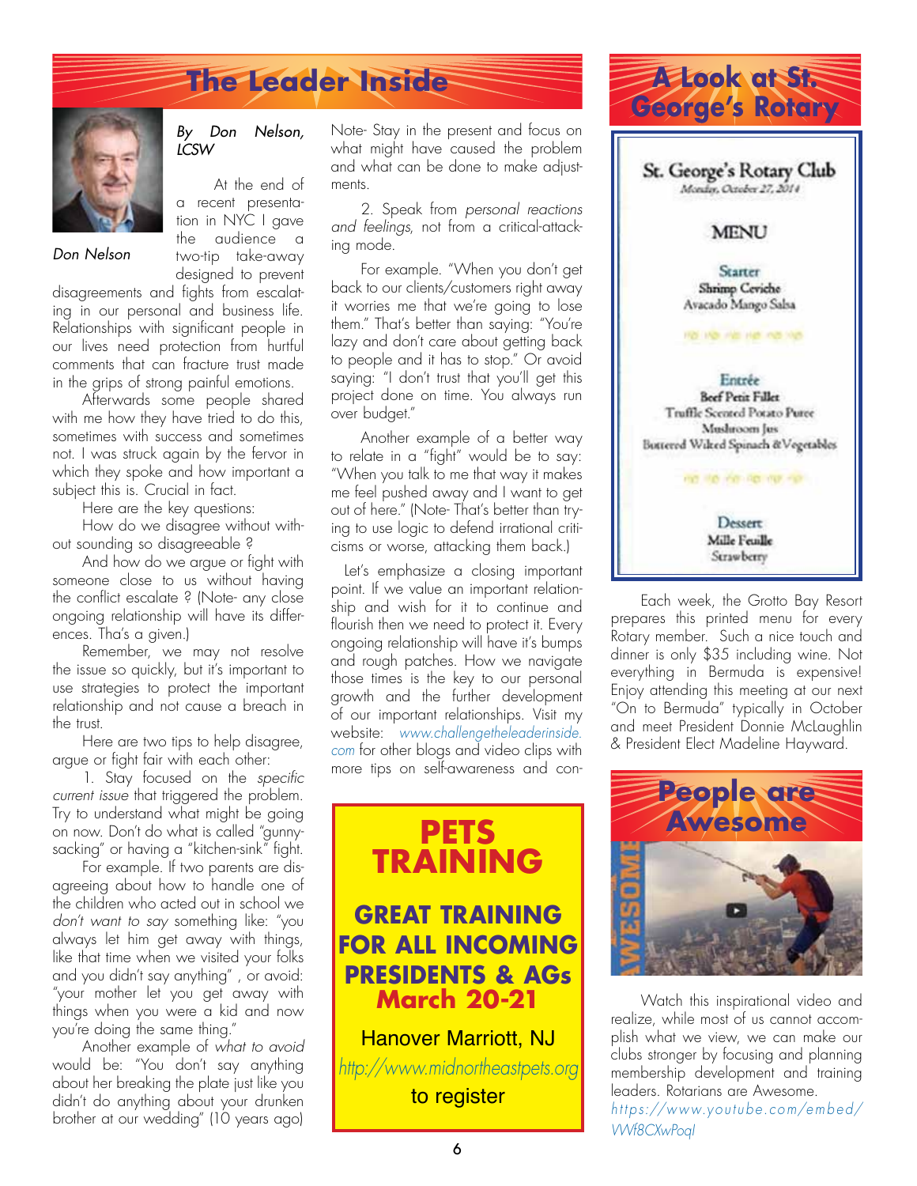# The Leader Inside

Don Nelson

*By Don Nelson, LCSW*

At the end of a recent presentation in NYC I gave the audience a two-tip take-away designed to prevent disagreements and fights from escalating in our personal and business life. Relationships with significant people in our lives need protection from hurtful comments that can fracture trust made in the grips of strong painful emotions.

Afterwards some people shared with me how they have tried to do this, sometimes with success and sometimes not. I was struck again by the fervor in which they spoke and how important a subject this is. Crucial in fact.

Here are the key questions:

How do we disagree without without sounding so disagreeable ?

And how do we argue or fight with someone close to us without having the conflict escalate ? (Note- any close ongoing relationship will have its differences. Tha's a given.)

Remember, we may not resolve the issue so quickly, but it's important to use strategies to protect the important relationship and not cause a breach in the trust.

Here are two tips to help disagree, argue or fight fair with each other:

1. Stay focused on the *specific current issue* that triggered the problem. Try to understand what might be going on now. Don't do what is called "gunny-sacking" or having a "kitchen-sink" fight.

For example. If two parents are disagreeing about how to handle one of the children who acted out in school we *don't want to say* something like: "you always let him get away with things, like that time when we visited your folks and you didn't say anything" , or avoid: "your mother let you get away with things when you were a kid and now you're doing the same thing."

Another example of *what to avoid* would be: "You don't say anything about her breaking the plate just like you didn't do anything about your drunken brother at our wedding" (10 years ago)

Note- Stay in the present and focus on what might have caused the problem and what can be done to make adjustments.

2. Speak from *personal reactions and feelings*, not from a critical-attacking mode.

For example. "When you don't get back to our clients/customers right away it worries me that we're going to lose them." That's better than saying: "You're lazy and don't care about getting back to people and it has to stop." Or avoid saying: "I don't trust that you'll get this project done on time. You always run over budget."

Another example of a better way to relate in a "fight" would be to say: "When you talk to me that way it makes me feel pushed away and I want to get out of here." (Note- That's better than trying to use logic to defend irrational criticisms or worse, attacking them back.)

Let's emphasize a closing important point. If we value an important relationship and wish for it to continue and flourish then we need to protect it. Every ongoing relationship will have it's bumps and rough patches. How we navigate those times is the key to our personal growth and the further development of our important relationships. Visit my website: www.challengetheleaderinside.com for other blogs and video clips with more tips on self-awareness and con-

**PETS TRAINING**

**GREAT TRAINING FOR ALL INCOMING PRESIDENTS & AGs**
**March 20-21**

Hanover Marriott, NJ

http://www.midnortheastpets.org

to register

# A Look at St. George's Rotary

St. George's Rotary Club
*Monday, October 27, 2014*

MENU

Starter
Shrimp Ceviche
Avacado Mango Salsa

Entrée
Beef Petit Fillet
Truffle Scented Potato Puree
Mushroom Jus
Buttered Wilted Spinach & Vegetables

Dessert
Mille Feuille
Strawberry

Each week, the Grotto Bay Resort prepares this printed menu for every Rotary member. Such a nice touch and dinner is only $35 including wine. Not everything in Bermuda is expensive! Enjoy attending this meeting at our next "On to Bermuda" typically in October and meet President Donnie McLaughlin & President Elect Madeline Hayward.

# People are Awesome

Watch this inspirational video and realize, while most of us cannot accomplish what we view, we can make our clubs stronger by focusing and planning membership development and training leaders. Rotarians are Awesome.

*https://www.youtube.com/embed/VWf8CXwPoqI*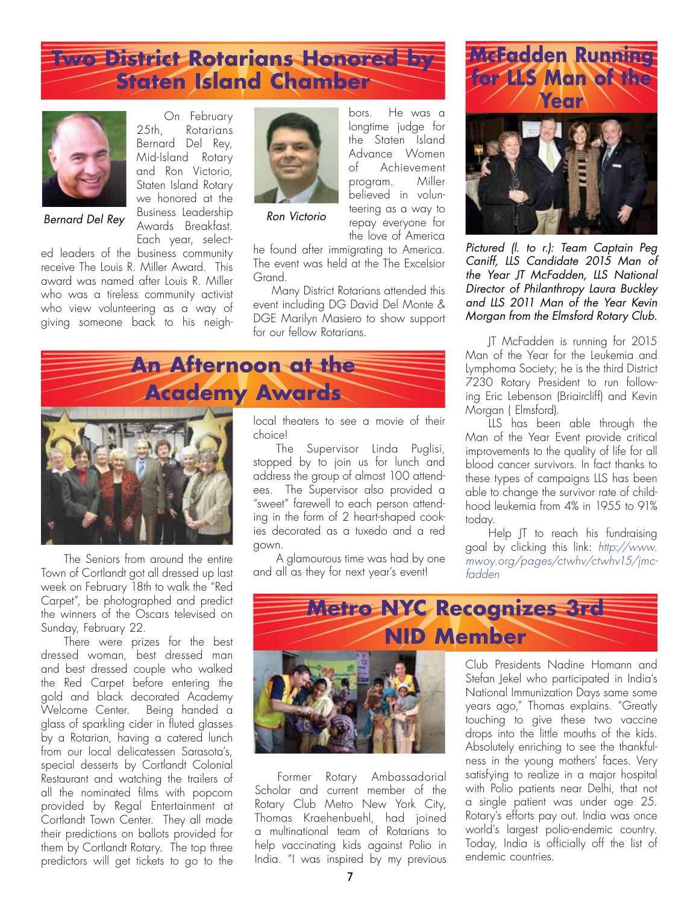## Two District Rotarians Honored by Staten Island Chamber

*Bernard Del Rey*

*Ron Victorio*

On February 25th, Rotarians Bernard Del Rey, Mid-Island Rotary and Ron Victorio, Staten Island Rotary we honored at the Business Leadership Awards Breakfast. Each year, selected leaders of the business community receive The Louis R. Miller Award. This award was named after Louis R. Miller who was a tireless community activist who view volunteering as a way of giving someone back to his neighbors. He was a longtime judge for the Staten Island Advance Women of Achievement program. Miller believed in volunteering as a way to repay everyone for the love of America he found after immigrating to America. The event was held at the The Excelsior Grand.

Many District Rotarians attended this event including DG David Del Monte & DGE Marilyn Masiero to show support for our fellow Rotarians.

## McFadden Running for LLS Man of the Year

*Pictured (l. to r.): Team Captain Peg Caniff, LLS Candidate 2015 Man of the Year JT McFadden, LLS National Director of Philanthropy Laura Buckley and LLS 2011 Man of the Year Kevin Morgan from the Elmsford Rotary Club.*

JT McFadden is running for 2015 Man of the Year for the Leukemia and Lymphoma Society; he is the third District 7230 Rotary President to run following Eric Lebenson (Briarcliff) and Kevin Morgan ( Elmsford).

LLS has been able through the Man of the Year Event provide critical improvements to the quality of life for all blood cancer survivors. In fact thanks to these types of campaigns LLS has been able to change the survivor rate of childhood leukemia from 4% in 1955 to 91% today.

Help JT to reach his fundraising goal by clicking this link: *http://www.mwoy.org/pages/ctwhv/ctwhv15/jmcfadden*

## An Afternoon at the Academy Awards

The Seniors from around the entire Town of Cortlandt got all dressed up last week on February 18th to walk the "Red Carpet", be photographed and predict the winners of the Oscars televised on Sunday, February 22.

There were prizes for the best dressed woman, best dressed man and best dressed couple who walked the Red Carpet before entering the gold and black decorated Academy Welcome Center. Being handed a glass of sparkling cider in fluted glasses by a Rotarian, having a catered lunch from our local delicatessen Sarasota's, special desserts by Cortlandt Colonial Restaurant and watching the trailers of all the nominated films with popcorn provided by Regal Entertainment at Cortlandt Town Center. They all made their predictions on ballots provided for them by Cortlandt Rotary. The top three predictors will get tickets to go to the local theaters to see a movie of their choice!

The Supervisor Linda Puglisi, stopped by to join us for lunch and address the group of almost 100 attendees. The Supervisor also provided a "sweet" farewell to each person attending in the form of 2 heart-shaped cookies decorated as a tuxedo and a red gown.

A glamourous time was had by one and all as they for next year's event!

## Metro NYC Recognizes 3rd NID Member

Former Rotary Ambassadorial Scholar and current member of the Rotary Club Metro New York City, Thomas Kraehenbuehl, had joined a multinational team of Rotarians to help vaccinating kids against Polio in India. "I was inspired by my previous Club Presidents Nadine Homann and Stefan Jekel who participated in India's National Immunization Days same some years ago," Thomas explains. "Greatly touching to give these two vaccine drops into the little mouths of the kids. Absolutely enriching to see the thankfulness in the young mothers' faces. Very satisfying to realize in a major hospital with Polio patients near Delhi, that not a single patient was under age 25. Rotary's efforts pay out. India was once world's largest polio-endemic country. Today, India is officially off the list of endemic countries.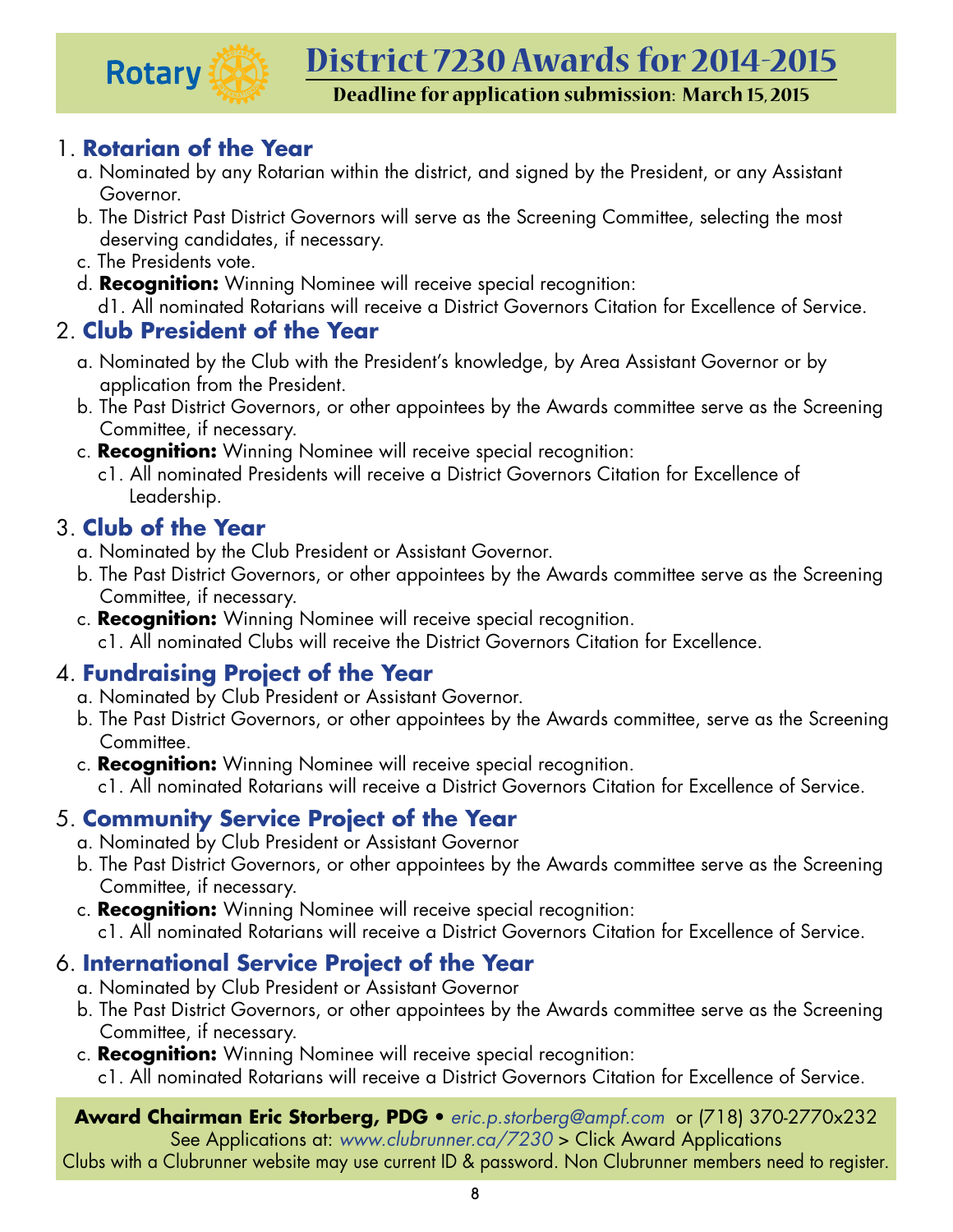Rotary

# District 7230 Awards for 2014-2015

**Deadline for application submission: March 15, 2015**

## 1. Rotarian of the Year

a. Nominated by any Rotarian within the district, and signed by the President, or any Assistant Governor.

b. The District Past District Governors will serve as the Screening Committee, selecting the most deserving candidates, if necessary.

c. The Presidents vote.

d. **Recognition:** Winning Nominee will receive special recognition:

d1. All nominated Rotarians will receive a District Governors Citation for Excellence of Service.

## 2. Club President of the Year

a. Nominated by the Club with the President's knowledge, by Area Assistant Governor or by application from the President.

b. The Past District Governors, or other appointees by the Awards committee serve as the Screening Committee, if necessary.

c. **Recognition:** Winning Nominee will receive special recognition:

c1. All nominated Presidents will receive a District Governors Citation for Excellence of Leadership.

## 3. Club of the Year

a. Nominated by the Club President or Assistant Governor.

b. The Past District Governors, or other appointees by the Awards committee serve as the Screening Committee, if necessary.

c. **Recognition:** Winning Nominee will receive special recognition.

c1. All nominated Clubs will receive the District Governors Citation for Excellence.

## 4. Fundraising Project of the Year

a. Nominated by Club President or Assistant Governor.

b. The Past District Governors, or other appointees by the Awards committee, serve as the Screening Committee.

c. **Recognition:** Winning Nominee will receive special recognition.

c1. All nominated Rotarians will receive a District Governors Citation for Excellence of Service.

## 5. Community Service Project of the Year

a. Nominated by Club President or Assistant Governor

b. The Past District Governors, or other appointees by the Awards committee serve as the Screening Committee, if necessary.

c. **Recognition:** Winning Nominee will receive special recognition:

c1. All nominated Rotarians will receive a District Governors Citation for Excellence of Service.

## 6. International Service Project of the Year

a. Nominated by Club President or Assistant Governor

b. The Past District Governors, or other appointees by the Awards committee serve as the Screening Committee, if necessary.

c. **Recognition:** Winning Nominee will receive special recognition:

c1. All nominated Rotarians will receive a District Governors Citation for Excellence of Service.

**Award Chairman Eric Storberg, PDG** • *eric.p.storberg@ampf.com* or (718) 370-2770x232

See Applications at: *www.clubrunner.ca/7230* > Click Award Applications

Clubs with a Clubrunner website may use current ID & password. Non Clubrunner members need to register.